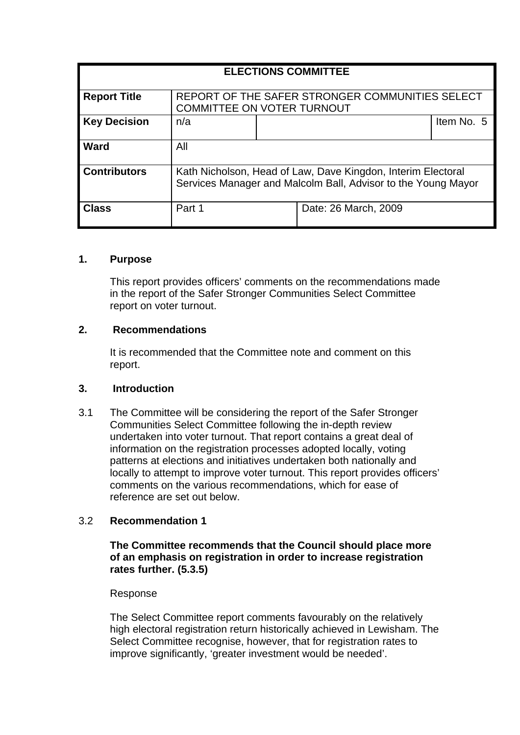| ELECTIONS COMMITTEE | | | |
|---|---|---|---|
| **Report Title** | REPORT OF THE SAFER STRONGER COMMUNITIES SELECT COMMITTEE ON VOTER TURNOUT | | |
| **Key Decision** | n/a | | Item No. 5 |
| **Ward** | All | | |
| **Contributors** | Kath Nicholson, Head of Law, Dave Kingdon, Interim Electoral Services Manager and Malcolm Ball, Advisor to the Young Mayor | | |
| **Class** | Part 1 | Date: 26 March, 2009 | |

## 1. Purpose

This report provides officers' comments on the recommendations made in the report of the Safer Stronger Communities Select Committee report on voter turnout.

## 2. Recommendations

It is recommended that the Committee note and comment on this report.

## 3. Introduction

3.1 The Committee will be considering the report of the Safer Stronger Communities Select Committee following the in-depth review undertaken into voter turnout. That report contains a great deal of information on the registration processes adopted locally, voting patterns at elections and initiatives undertaken both nationally and locally to attempt to improve voter turnout. This report provides officers' comments on the various recommendations, which for ease of reference are set out below.

3.2 **Recommendation 1**

**The Committee recommends that the Council should place more of an emphasis on registration in order to increase registration rates further. (5.3.5)**

Response

The Select Committee report comments favourably on the relatively high electoral registration return historically achieved in Lewisham. The Select Committee recognise, however, that for registration rates to improve significantly, 'greater investment would be needed'.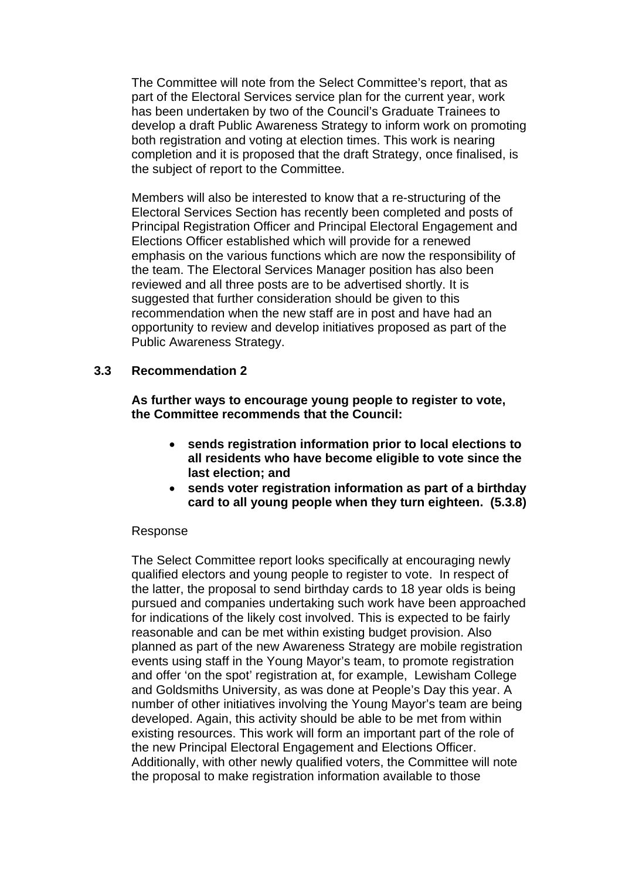The Committee will note from the Select Committee's report, that as part of the Electoral Services service plan for the current year, work has been undertaken by two of the Council's Graduate Trainees to develop a draft Public Awareness Strategy to inform work on promoting both registration and voting at election times. This work is nearing completion and it is proposed that the draft Strategy, once finalised, is the subject of report to the Committee.

Members will also be interested to know that a re-structuring of the Electoral Services Section has recently been completed and posts of Principal Registration Officer and Principal Electoral Engagement and Elections Officer established which will provide for a renewed emphasis on the various functions which are now the responsibility of the team. The Electoral Services Manager position has also been reviewed and all three posts are to be advertised shortly. It is suggested that further consideration should be given to this recommendation when the new staff are in post and have had an opportunity to review and develop initiatives proposed as part of the Public Awareness Strategy.

**3.3 Recommendation 2**

**As further ways to encourage young people to register to vote, the Committee recommends that the Council:**

- **sends registration information prior to local elections to all residents who have become eligible to vote since the last election; and**
- **sends voter registration information as part of a birthday card to all young people when they turn eighteen. (5.3.8)**

Response

The Select Committee report looks specifically at encouraging newly qualified electors and young people to register to vote. In respect of the latter, the proposal to send birthday cards to 18 year olds is being pursued and companies undertaking such work have been approached for indications of the likely cost involved. This is expected to be fairly reasonable and can be met within existing budget provision. Also planned as part of the new Awareness Strategy are mobile registration events using staff in the Young Mayor's team, to promote registration and offer 'on the spot' registration at, for example, Lewisham College and Goldsmiths University, as was done at People's Day this year. A number of other initiatives involving the Young Mayor's team are being developed. Again, this activity should be able to be met from within existing resources. This work will form an important part of the role of the new Principal Electoral Engagement and Elections Officer. Additionally, with other newly qualified voters, the Committee will note the proposal to make registration information available to those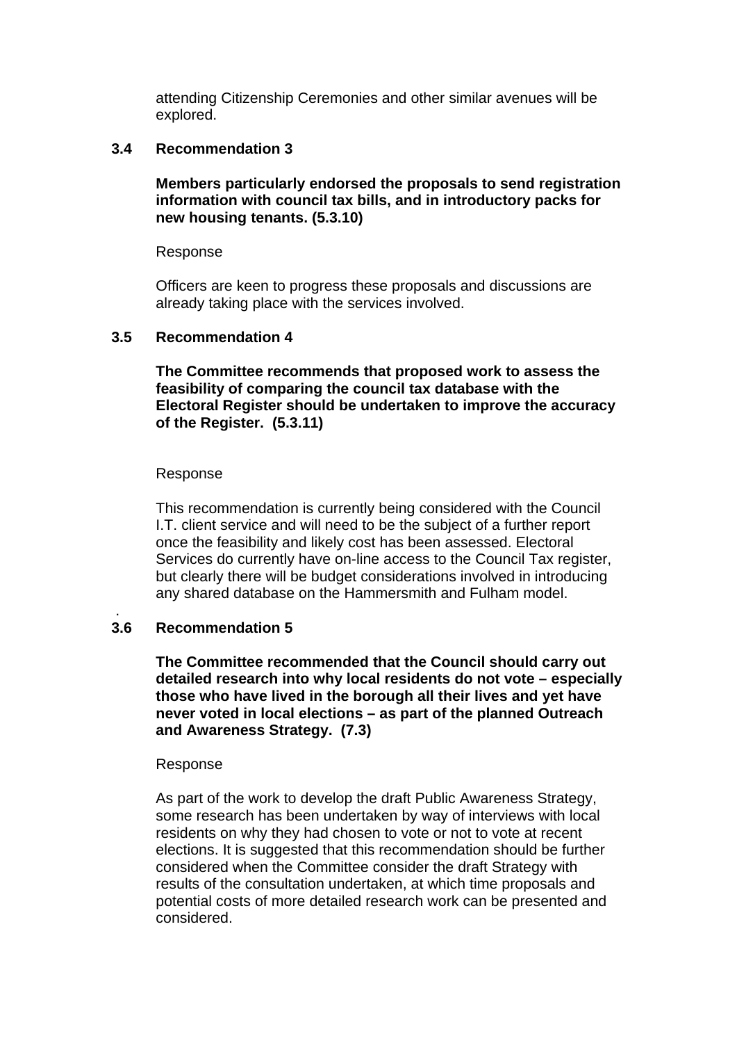attending Citizenship Ceremonies and other similar avenues will be explored.

**3.4 Recommendation 3**

**Members particularly endorsed the proposals to send registration information with council tax bills, and in introductory packs for new housing tenants. (5.3.10)**

Response

Officers are keen to progress these proposals and discussions are already taking place with the services involved.

**3.5 Recommendation 4**

**The Committee recommends that proposed work to assess the feasibility of comparing the council tax database with the Electoral Register should be undertaken to improve the accuracy of the Register. (5.3.11)**

Response

This recommendation is currently being considered with the Council I.T. client service and will need to be the subject of a further report once the feasibility and likely cost has been assessed. Electoral Services do currently have on-line access to the Council Tax register, but clearly there will be budget considerations involved in introducing any shared database on the Hammersmith and Fulham model.

**3.6 Recommendation 5**

**The Committee recommended that the Council should carry out detailed research into why local residents do not vote – especially those who have lived in the borough all their lives and yet have never voted in local elections – as part of the planned Outreach and Awareness Strategy. (7.3)**

Response

As part of the work to develop the draft Public Awareness Strategy, some research has been undertaken by way of interviews with local residents on why they had chosen to vote or not to vote at recent elections. It is suggested that this recommendation should be further considered when the Committee consider the draft Strategy with results of the consultation undertaken, at which time proposals and potential costs of more detailed research work can be presented and considered.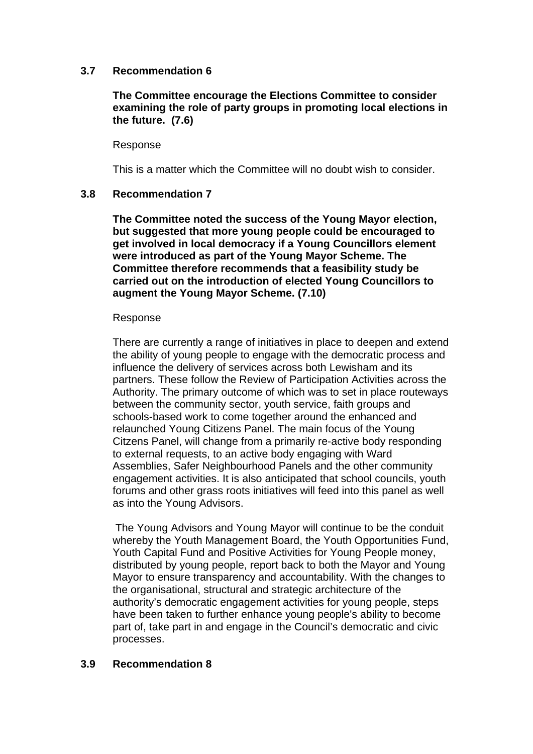### 3.7 Recommendation 6

**The Committee encourage the Elections Committee to consider examining the role of party groups in promoting local elections in the future. (7.6)**

Response

This is a matter which the Committee will no doubt wish to consider.

### 3.8 Recommendation 7

**The Committee noted the success of the Young Mayor election, but suggested that more young people could be encouraged to get involved in local democracy if a Young Councillors element were introduced as part of the Young Mayor Scheme. The Committee therefore recommends that a feasibility study be carried out on the introduction of elected Young Councillors to augment the Young Mayor Scheme. (7.10)**

Response

There are currently a range of initiatives in place to deepen and extend the ability of young people to engage with the democratic process and influence the delivery of services across both Lewisham and its partners. These follow the Review of Participation Activities across the Authority. The primary outcome of which was to set in place routeways between the community sector, youth service, faith groups and schools-based work to come together around the enhanced and relaunched Young Citizens Panel. The main focus of the Young Citzens Panel, will change from a primarily re-active body responding to external requests, to an active body engaging with Ward Assemblies, Safer Neighbourhood Panels and the other community engagement activities. It is also anticipated that school councils, youth forums and other grass roots initiatives will feed into this panel as well as into the Young Advisors.

The Young Advisors and Young Mayor will continue to be the conduit whereby the Youth Management Board, the Youth Opportunities Fund, Youth Capital Fund and Positive Activities for Young People money, distributed by young people, report back to both the Mayor and Young Mayor to ensure transparency and accountability. With the changes to the organisational, structural and strategic architecture of the authority's democratic engagement activities for young people, steps have been taken to further enhance young people's ability to become part of, take part in and engage in the Council's democratic and civic processes.

### 3.9 Recommendation 8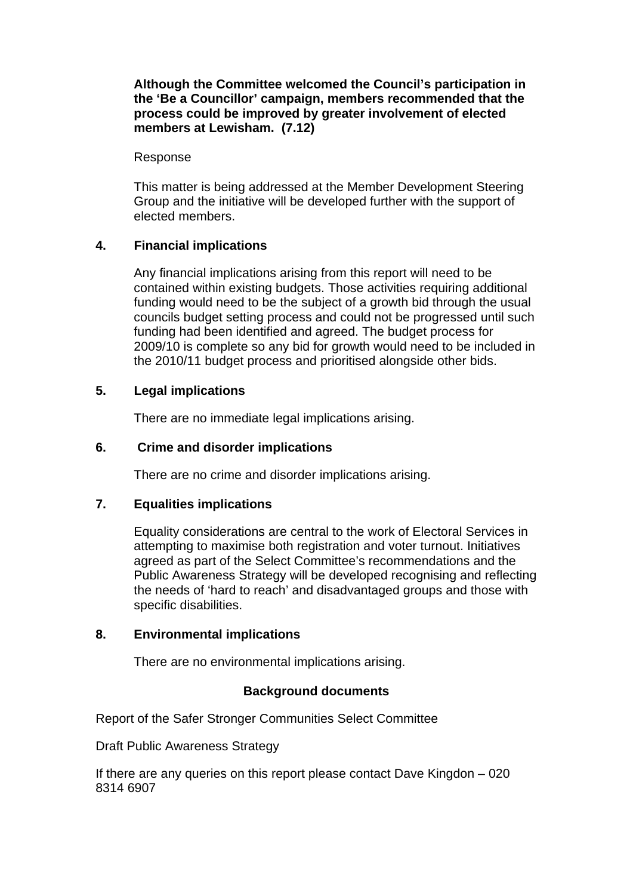**Although the Committee welcomed the Council's participation in the 'Be a Councillor' campaign, members recommended that the process could be improved by greater involvement of elected members at Lewisham. (7.12)**

Response

This matter is being addressed at the Member Development Steering Group and the initiative will be developed further with the support of elected members.

## 4. Financial implications

Any financial implications arising from this report will need to be contained within existing budgets. Those activities requiring additional funding would need to be the subject of a growth bid through the usual councils budget setting process and could not be progressed until such funding had been identified and agreed. The budget process for 2009/10 is complete so any bid for growth would need to be included in the 2010/11 budget process and prioritised alongside other bids.

## 5. Legal implications

There are no immediate legal implications arising.

## 6. Crime and disorder implications

There are no crime and disorder implications arising.

## 7. Equalities implications

Equality considerations are central to the work of Electoral Services in attempting to maximise both registration and voter turnout. Initiatives agreed as part of the Select Committee's recommendations and the Public Awareness Strategy will be developed recognising and reflecting the needs of 'hard to reach' and disadvantaged groups and those with specific disabilities.

## 8. Environmental implications

There are no environmental implications arising.

## Background documents

Report of the Safer Stronger Communities Select Committee

Draft Public Awareness Strategy

If there are any queries on this report please contact Dave Kingdon – 020 8314 6907